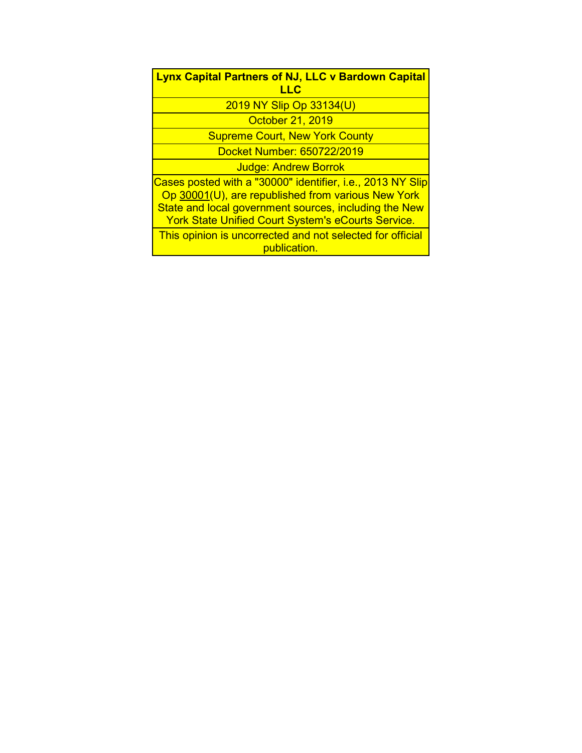**Lynx Capital Partners of NJ, LLC v Bardown Capital LLC**

2019 NY Slip Op 33134(U)

October 21, 2019

Supreme Court, New York County

Docket Number: 650722/2019

Judge: Andrew Borrok

Cases posted with a "30000" identifier, i.e., 2013 NY Slip Op 30001(U), are republished from various New York State and local government sources, including the New York State Unified Court System's eCourts Service.

This opinion is uncorrected and not selected for official publication.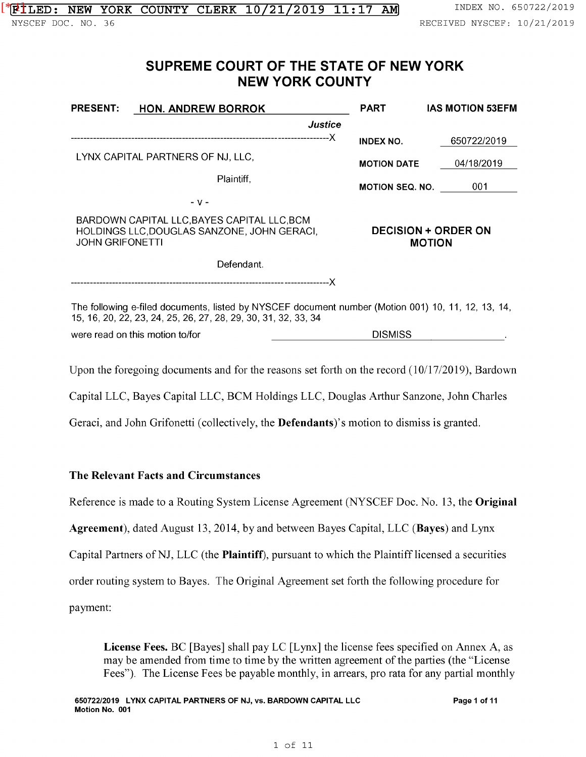# SUPREME COURT OF THE STATE OF NEW YORK NEW YORK COUNTY

| PRESENT: HON. ANDREW BORROK, Justice | PART | IAS MOTION 53EFM |
|---|---|---|
| LYNX CAPITAL PARTNERS OF NJ, LLC, Plaintiff, - v - BARDOWN CAPITAL LLC,BAYES CAPITAL LLC,BCM HOLDINGS LLC,DOUGLAS SANZONE, JOHN GERACI, JOHN GRIFONETTI Defendant. | INDEX NO. | 650722/2019 |
| | MOTION DATE | 04/18/2019 |
| | MOTION SEQ. NO. | 001 |
| | **DECISION + ORDER ON MOTION** | |

The following e-filed documents, listed by NYSCEF document number (Motion 001) 10, 11, 12, 13, 14, 15, 16, 20, 22, 23, 24, 25, 26, 27, 28, 29, 30, 31, 32, 33, 34

were read on this motion to/for DISMISS.

Upon the foregoing documents and for the reasons set forth on the record (10/17/2019), Bardown Capital LLC, Bayes Capital LLC, BCM Holdings LLC, Douglas Arthur Sanzone, John Charles Geraci, and John Grifonetti (collectively, the **Defendants**)'s motion to dismiss is granted.

### The Relevant Facts and Circumstances

Reference is made to a Routing System License Agreement (NYSCEF Doc. No. 13, the **Original Agreement**), dated August 13, 2014, by and between Bayes Capital, LLC (**Bayes**) and Lynx Capital Partners of NJ, LLC (the **Plaintiff**), pursuant to which the Plaintiff licensed a securities order routing system to Bayes. The Original Agreement set forth the following procedure for payment:

> **License Fees.** BC [Bayes] shall pay LC [Lynx] the license fees specified on Annex A, as may be amended from time to time by the written agreement of the parties (the "License Fees"). The License Fees be payable monthly, in arrears, pro rata for any partial monthly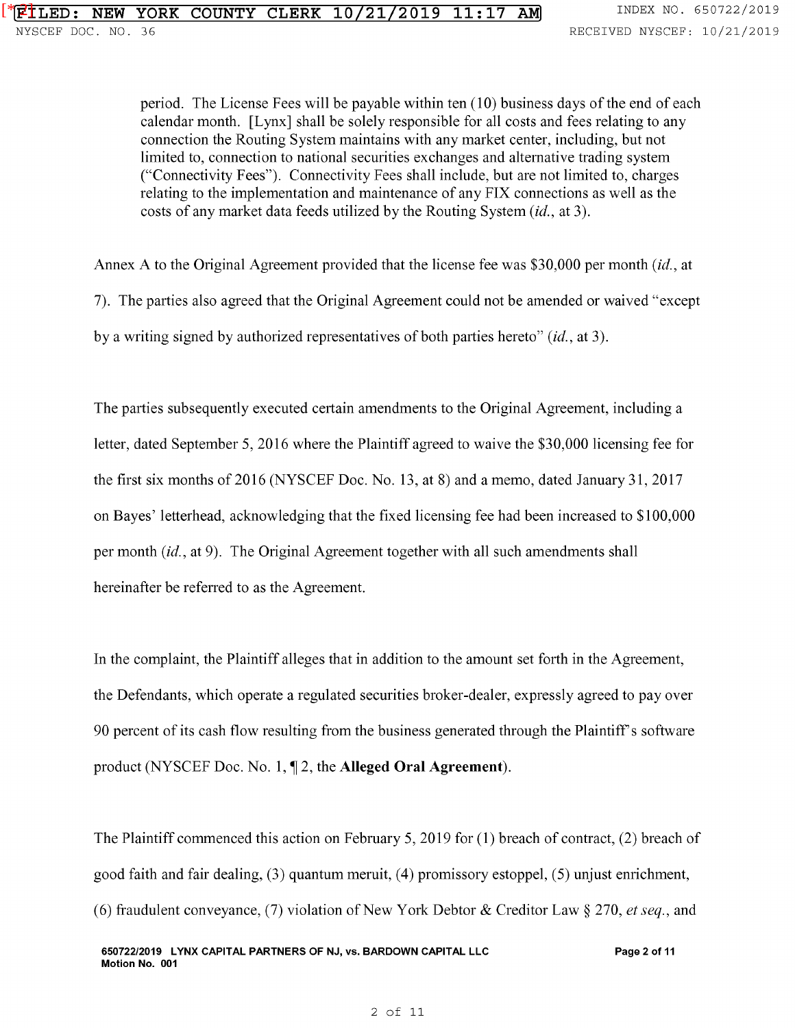> period. The License Fees will be payable within ten (10) business days of the end of each calendar month. [Lynx] shall be solely responsible for all costs and fees relating to any connection the Routing System maintains with any market center, including, but not limited to, connection to national securities exchanges and alternative trading system ("Connectivity Fees"). Connectivity Fees shall include, but are not limited to, charges relating to the implementation and maintenance of any FIX connections as well as the costs of any market data feeds utilized by the Routing System (*id.*, at 3).

Annex A to the Original Agreement provided that the license fee was $30,000 per month (*id.*, at 7). The parties also agreed that the Original Agreement could not be amended or waived "except by a writing signed by authorized representatives of both parties hereto" (*id.*, at 3).

The parties subsequently executed certain amendments to the Original Agreement, including a letter, dated September 5, 2016 where the Plaintiff agreed to waive the $30,000 licensing fee for the first six months of 2016 (NYSCEF Doc. No. 13, at 8) and a memo, dated January 31, 2017 on Bayes' letterhead, acknowledging that the fixed licensing fee had been increased to $100,000 per month (*id.*, at 9). The Original Agreement together with all such amendments shall hereinafter be referred to as the Agreement.

In the complaint, the Plaintiff alleges that in addition to the amount set forth in the Agreement, the Defendants, which operate a regulated securities broker-dealer, expressly agreed to pay over 90 percent of its cash flow resulting from the business generated through the Plaintiff's software product (NYSCEF Doc. No. 1, ¶ 2, the **Alleged Oral Agreement**).

The Plaintiff commenced this action on February 5, 2019 for (1) breach of contract, (2) breach of good faith and fair dealing, (3) quantum meruit, (4) promissory estoppel, (5) unjust enrichment, (6) fraudulent conveyance, (7) violation of New York Debtor & Creditor Law § 270, *et seq.*, and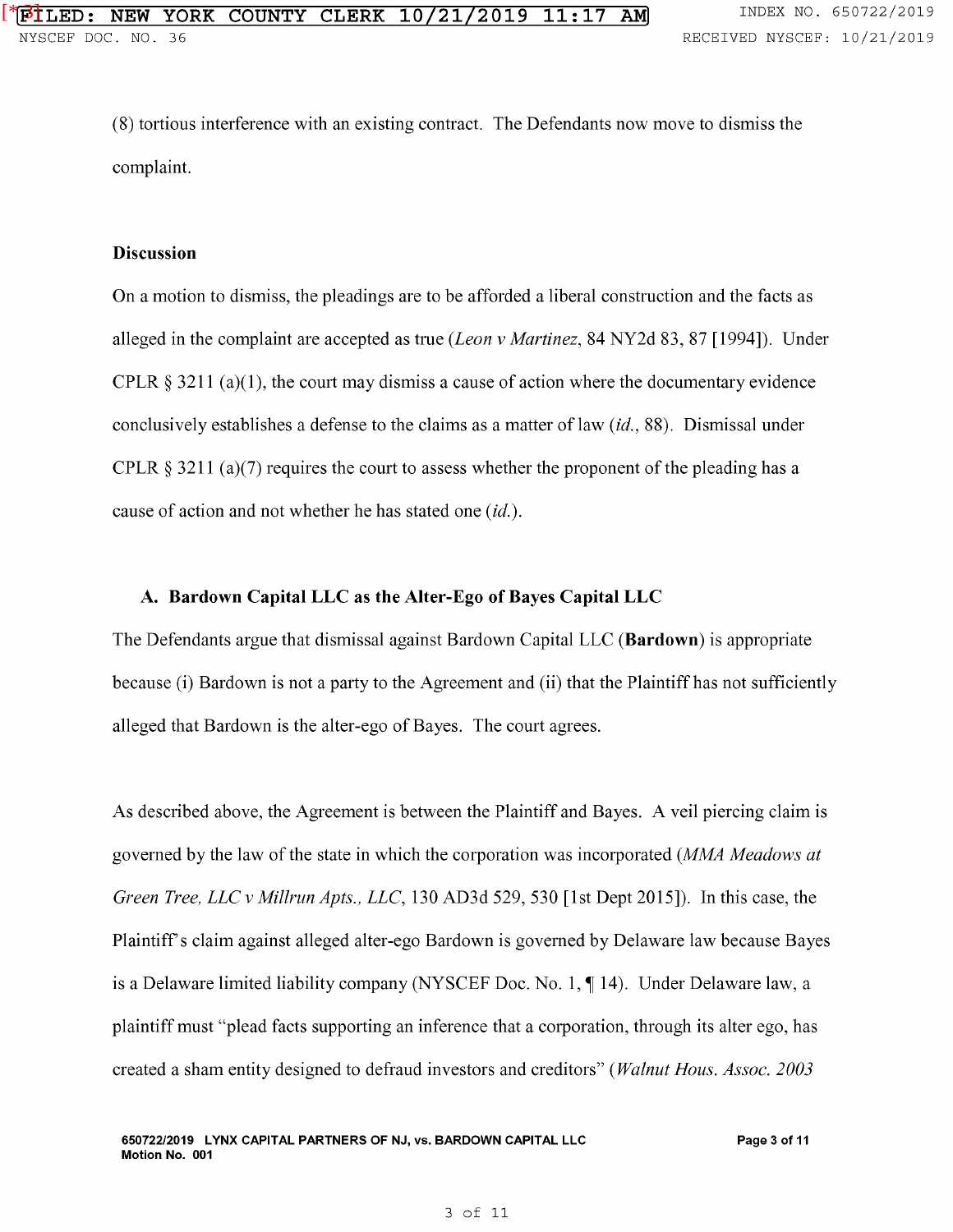(8) tortious interference with an existing contract. The Defendants now move to dismiss the complaint.

**Discussion**

On a motion to dismiss, the pleadings are to be afforded a liberal construction and the facts as alleged in the complaint are accepted as true (*Leon v Martinez*, 84 NY2d 83, 87 [1994]). Under CPLR § 3211 (a)(1), the court may dismiss a cause of action where the documentary evidence conclusively establishes a defense to the claims as a matter of law (*id.*, 88). Dismissal under CPLR § 3211 (a)(7) requires the court to assess whether the proponent of the pleading has a cause of action and not whether he has stated one (*id.*).

### A. Bardown Capital LLC as the Alter-Ego of Bayes Capital LLC

The Defendants argue that dismissal against Bardown Capital LLC (**Bardown**) is appropriate because (i) Bardown is not a party to the Agreement and (ii) that the Plaintiff has not sufficiently alleged that Bardown is the alter-ego of Bayes. The court agrees.

As described above, the Agreement is between the Plaintiff and Bayes. A veil piercing claim is governed by the law of the state in which the corporation was incorporated (*MMA Meadows at Green Tree, LLC v Millrun Apts., LLC*, 130 AD3d 529, 530 [1st Dept 2015]). In this case, the Plaintiff's claim against alleged alter-ego Bardown is governed by Delaware law because Bayes is a Delaware limited liability company (NYSCEF Doc. No. 1, ¶ 14). Under Delaware law, a plaintiff must "plead facts supporting an inference that a corporation, through its alter ego, has created a sham entity designed to defraud investors and creditors" (*Walnut Hous. Assoc. 2003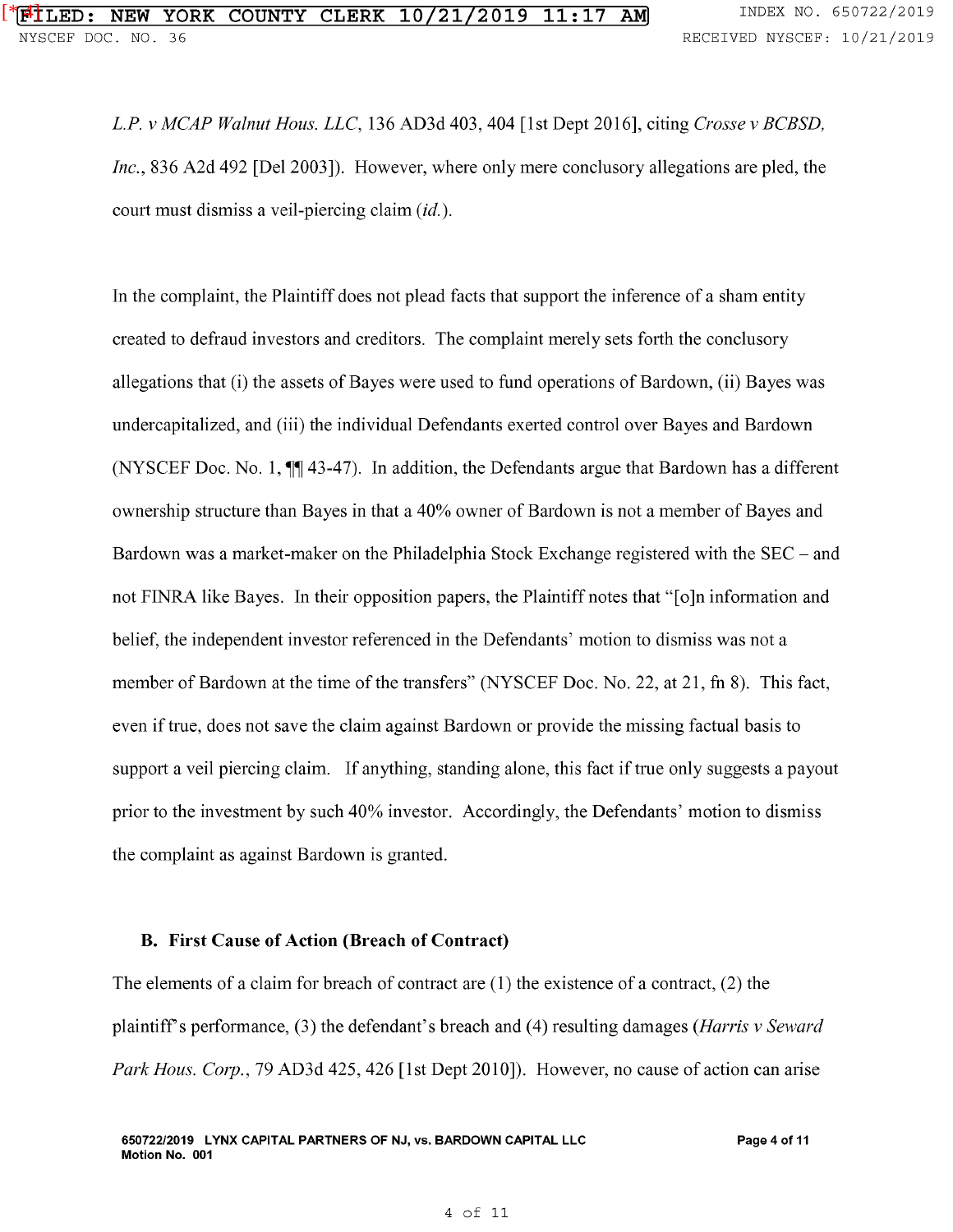*L.P. v MCAP Walnut Hous. LLC*, 136 AD3d 403, 404 [1st Dept 2016], citing *Crosse v BCBSD, Inc.*, 836 A2d 492 [Del 2003]). However, where only mere conclusory allegations are pled, the court must dismiss a veil-piercing claim (*id.*).

In the complaint, the Plaintiff does not plead facts that support the inference of a sham entity created to defraud investors and creditors. The complaint merely sets forth the conclusory allegations that (i) the assets of Bayes were used to fund operations of Bardown, (ii) Bayes was undercapitalized, and (iii) the individual Defendants exerted control over Bayes and Bardown (NYSCEF Doc. No. 1, ¶¶ 43-47). In addition, the Defendants argue that Bardown has a different ownership structure than Bayes in that a 40% owner of Bardown is not a member of Bayes and Bardown was a market-maker on the Philadelphia Stock Exchange registered with the SEC – and not FINRA like Bayes. In their opposition papers, the Plaintiff notes that "[o]n information and belief, the independent investor referenced in the Defendants' motion to dismiss was not a member of Bardown at the time of the transfers" (NYSCEF Doc. No. 22, at 21, fn 8). This fact, even if true, does not save the claim against Bardown or provide the missing factual basis to support a veil piercing claim. If anything, standing alone, this fact if true only suggests a payout prior to the investment by such 40% investor. Accordingly, the Defendants' motion to dismiss the complaint as against Bardown is granted.

### B. First Cause of Action (Breach of Contract)

The elements of a claim for breach of contract are (1) the existence of a contract, (2) the plaintiff's performance, (3) the defendant's breach and (4) resulting damages (*Harris v Seward Park Hous. Corp.*, 79 AD3d 425, 426 [1st Dept 2010]). However, no cause of action can arise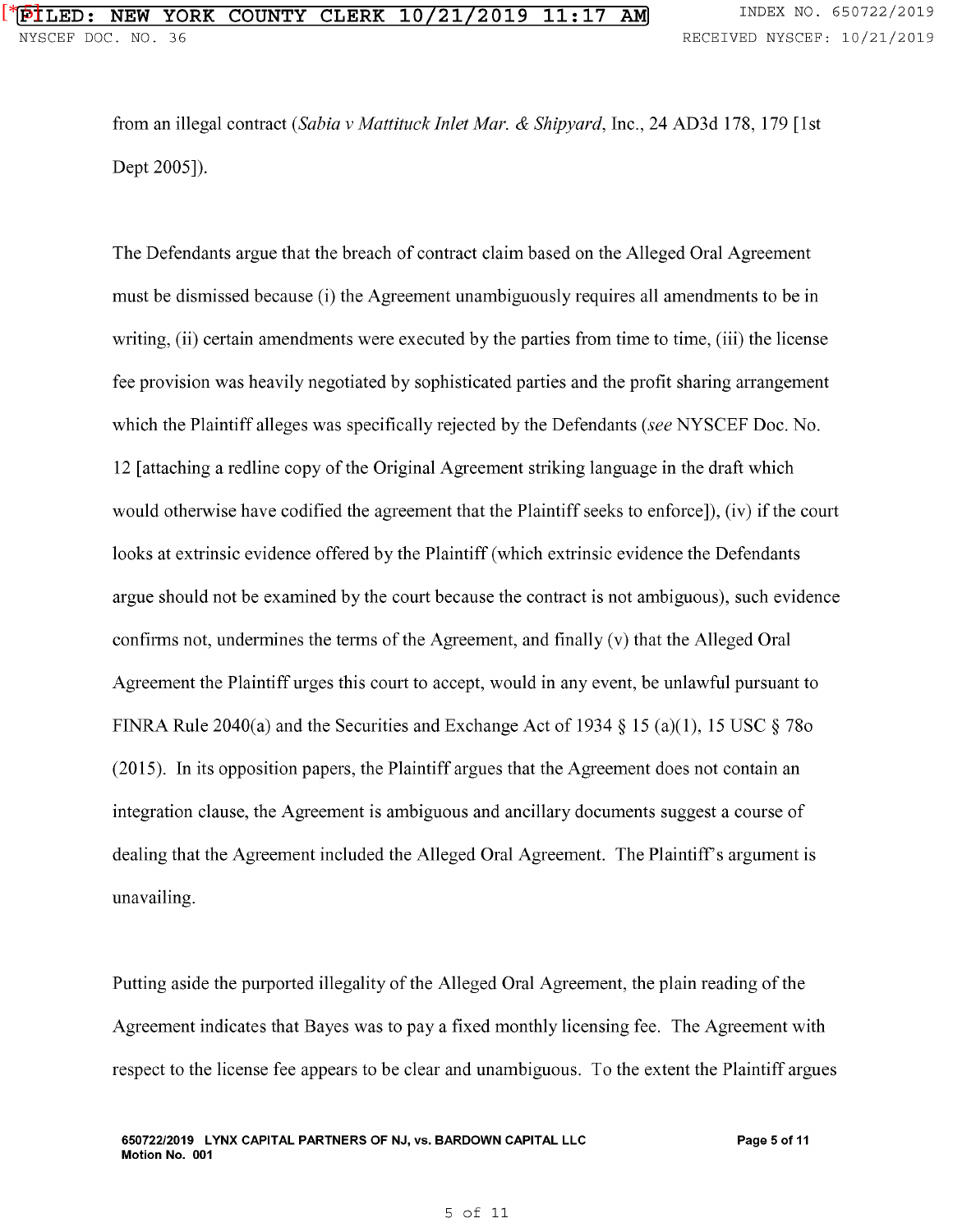from an illegal contract (*Sabia v Mattituck Inlet Mar. & Shipyard*, Inc., 24 AD3d 178, 179 [1st Dept 2005]).

The Defendants argue that the breach of contract claim based on the Alleged Oral Agreement must be dismissed because (i) the Agreement unambiguously requires all amendments to be in writing, (ii) certain amendments were executed by the parties from time to time, (iii) the license fee provision was heavily negotiated by sophisticated parties and the profit sharing arrangement which the Plaintiff alleges was specifically rejected by the Defendants (*see* NYSCEF Doc. No. 12 [attaching a redline copy of the Original Agreement striking language in the draft which would otherwise have codified the agreement that the Plaintiff seeks to enforce]), (iv) if the court looks at extrinsic evidence offered by the Plaintiff (which extrinsic evidence the Defendants argue should not be examined by the court because the contract is not ambiguous), such evidence confirms not, undermines the terms of the Agreement, and finally (v) that the Alleged Oral Agreement the Plaintiff urges this court to accept, would in any event, be unlawful pursuant to FINRA Rule 2040(a) and the Securities and Exchange Act of 1934 § 15 (a)(1), 15 USC § 78o (2015). In its opposition papers, the Plaintiff argues that the Agreement does not contain an integration clause, the Agreement is ambiguous and ancillary documents suggest a course of dealing that the Agreement included the Alleged Oral Agreement. The Plaintiff's argument is unavailing.

Putting aside the purported illegality of the Alleged Oral Agreement, the plain reading of the Agreement indicates that Bayes was to pay a fixed monthly licensing fee. The Agreement with respect to the license fee appears to be clear and unambiguous. To the extent the Plaintiff argues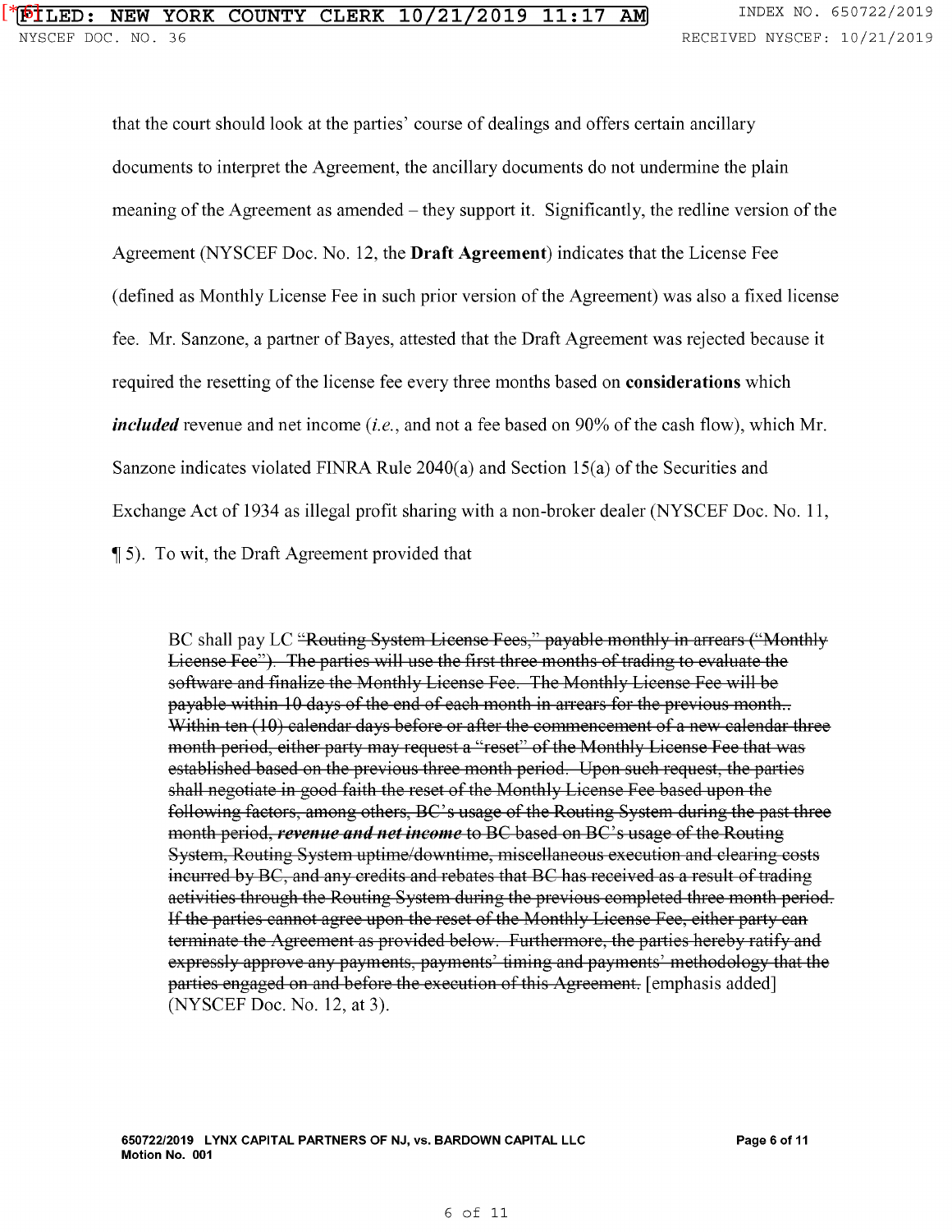that the court should look at the parties' course of dealings and offers certain ancillary documents to interpret the Agreement, the ancillary documents do not undermine the plain meaning of the Agreement as amended – they support it. Significantly, the redline version of the Agreement (NYSCEF Doc. No. 12, the **Draft Agreement**) indicates that the License Fee (defined as Monthly License Fee in such prior version of the Agreement) was also a fixed license fee. Mr. Sanzone, a partner of Bayes, attested that the Draft Agreement was rejected because it required the resetting of the license fee every three months based on **considerations** which ***included*** revenue and net income (*i.e.*, and not a fee based on 90% of the cash flow), which Mr. Sanzone indicates violated FINRA Rule 2040(a) and Section 15(a) of the Securities and Exchange Act of 1934 as illegal profit sharing with a non-broker dealer (NYSCEF Doc. No. 11, ¶ 5). To wit, the Draft Agreement provided that

> BC shall pay LC ~~"Routing System License Fees," payable monthly in arrears ("Monthly License Fee"). The parties will use the first three months of trading to evaluate the software and finalize the Monthly License Fee. The Monthly License Fee will be payable within 10 days of the end of each month in arrears for the previous month.. Within ten (10) calendar days before or after the commencement of a new calendar three month period, either party may request a "reset" of the Monthly License Fee that was established based on the previous three month period. Upon such request, the parties shall negotiate in good faith the reset of the Monthly License Fee based upon the following factors, among others, BC's usage of the Routing System during the past three month period,~~ ***~~revenue and net income~~*** ~~to BC based on BC's usage of the Routing System, Routing System uptime/downtime, miscellaneous execution and clearing costs incurred by BC, and any credits and rebates that BC has received as a result of trading activities through the Routing System during the previous completed three month period. If the parties cannot agree upon the reset of the Monthly License Fee, either party can terminate the Agreement as provided below. Furthermore, the parties hereby ratify and expressly approve any payments, payments' timing and payments' methodology that the parties engaged on and before the execution of this Agreement.~~ [emphasis added] (NYSCEF Doc. No. 12, at 3).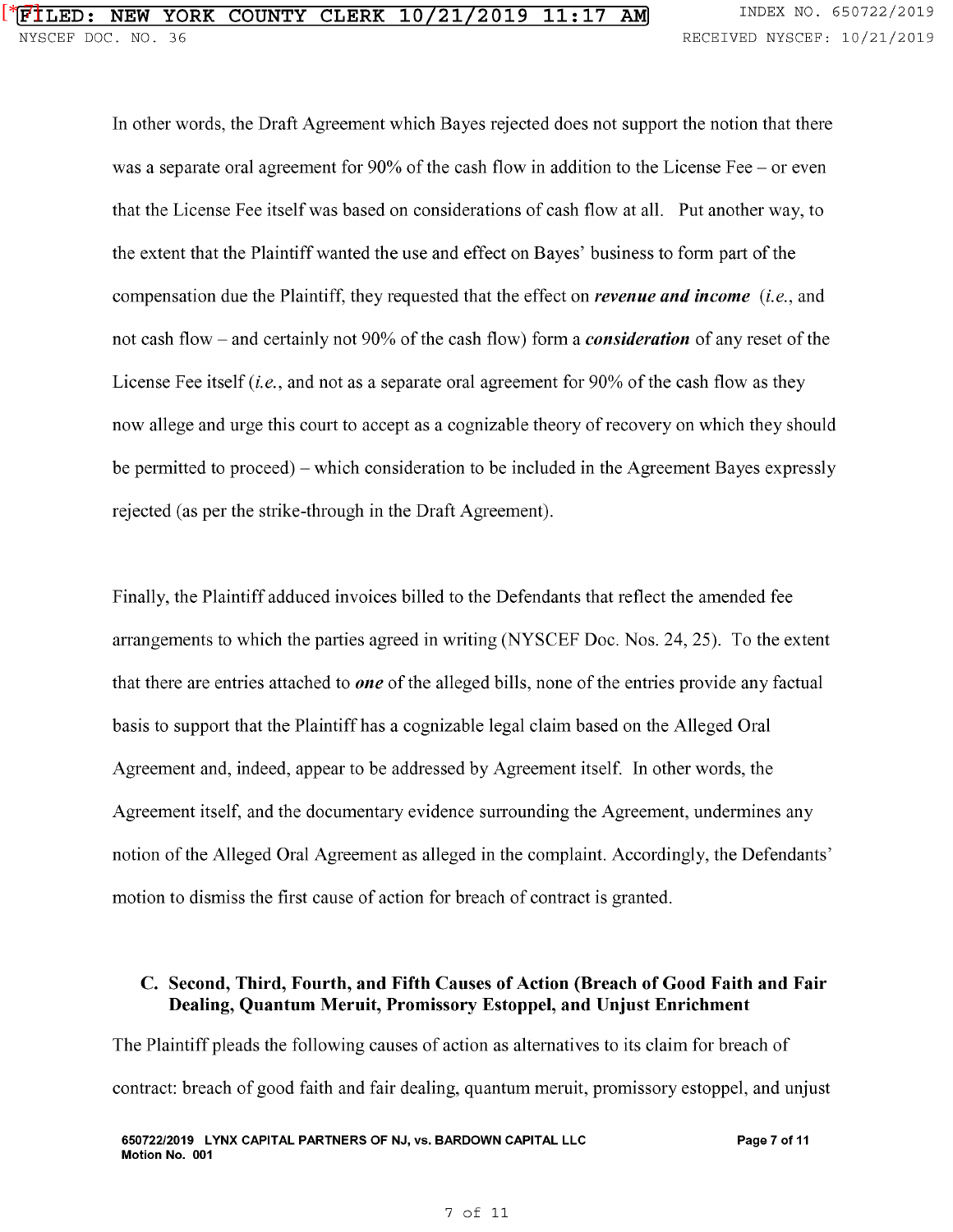In other words, the Draft Agreement which Bayes rejected does not support the notion that there was a separate oral agreement for 90% of the cash flow in addition to the License Fee – or even that the License Fee itself was based on considerations of cash flow at all. Put another way, to the extent that the Plaintiff wanted the use and effect on Bayes' business to form part of the compensation due the Plaintiff, they requested that the effect on ***revenue and income*** (*i.e.*, and not cash flow – and certainly not 90% of the cash flow) form a ***consideration*** of any reset of the License Fee itself (*i.e.*, and not as a separate oral agreement for 90% of the cash flow as they now allege and urge this court to accept as a cognizable theory of recovery on which they should be permitted to proceed) – which consideration to be included in the Agreement Bayes expressly rejected (as per the strike-through in the Draft Agreement).

Finally, the Plaintiff adduced invoices billed to the Defendants that reflect the amended fee arrangements to which the parties agreed in writing (NYSCEF Doc. Nos. 24, 25). To the extent that there are entries attached to ***one*** of the alleged bills, none of the entries provide any factual basis to support that the Plaintiff has a cognizable legal claim based on the Alleged Oral Agreement and, indeed, appear to be addressed by Agreement itself. In other words, the Agreement itself, and the documentary evidence surrounding the Agreement, undermines any notion of the Alleged Oral Agreement as alleged in the complaint. Accordingly, the Defendants' motion to dismiss the first cause of action for breach of contract is granted.

### C. Second, Third, Fourth, and Fifth Causes of Action (Breach of Good Faith and Fair Dealing, Quantum Meruit, Promissory Estoppel, and Unjust Enrichment

The Plaintiff pleads the following causes of action as alternatives to its claim for breach of contract: breach of good faith and fair dealing, quantum meruit, promissory estoppel, and unjust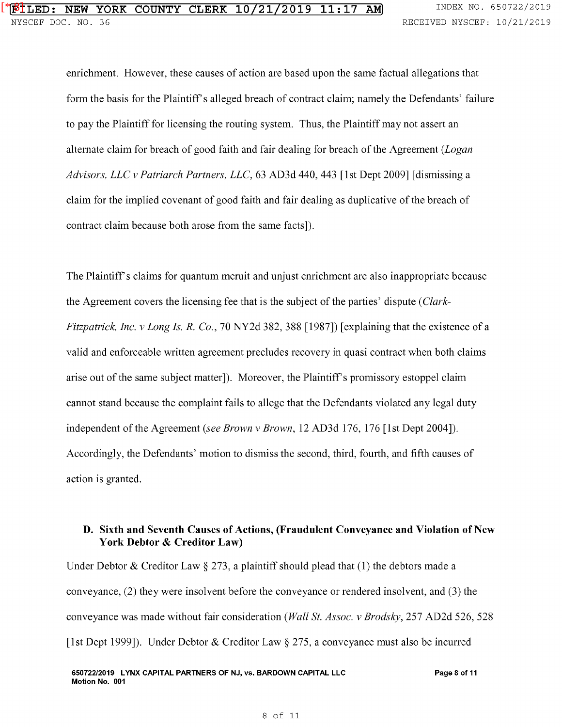enrichment. However, these causes of action are based upon the same factual allegations that form the basis for the Plaintiff's alleged breach of contract claim; namely the Defendants' failure to pay the Plaintiff for licensing the routing system. Thus, the Plaintiff may not assert an alternate claim for breach of good faith and fair dealing for breach of the Agreement (*Logan Advisors, LLC v Patriarch Partners, LLC*, 63 AD3d 440, 443 [1st Dept 2009] [dismissing a claim for the implied covenant of good faith and fair dealing as duplicative of the breach of contract claim because both arose from the same facts]).

The Plaintiff's claims for quantum meruit and unjust enrichment are also inappropriate because the Agreement covers the licensing fee that is the subject of the parties' dispute (*Clark-Fitzpatrick, Inc. v Long Is. R. Co.*, 70 NY2d 382, 388 [1987]) [explaining that the existence of a valid and enforceable written agreement precludes recovery in quasi contract when both claims arise out of the same subject matter]). Moreover, the Plaintiff's promissory estoppel claim cannot stand because the complaint fails to allege that the Defendants violated any legal duty independent of the Agreement (*see Brown v Brown*, 12 AD3d 176, 176 [1st Dept 2004]). Accordingly, the Defendants' motion to dismiss the second, third, fourth, and fifth causes of action is granted.

### D. Sixth and Seventh Causes of Actions, (Fraudulent Conveyance and Violation of New York Debtor & Creditor Law)

Under Debtor & Creditor Law § 273, a plaintiff should plead that (1) the debtors made a conveyance, (2) they were insolvent before the conveyance or rendered insolvent, and (3) the conveyance was made without fair consideration (*Wall St. Assoc. v Brodsky*, 257 AD2d 526, 528 [1st Dept 1999]). Under Debtor & Creditor Law § 275, a conveyance must also be incurred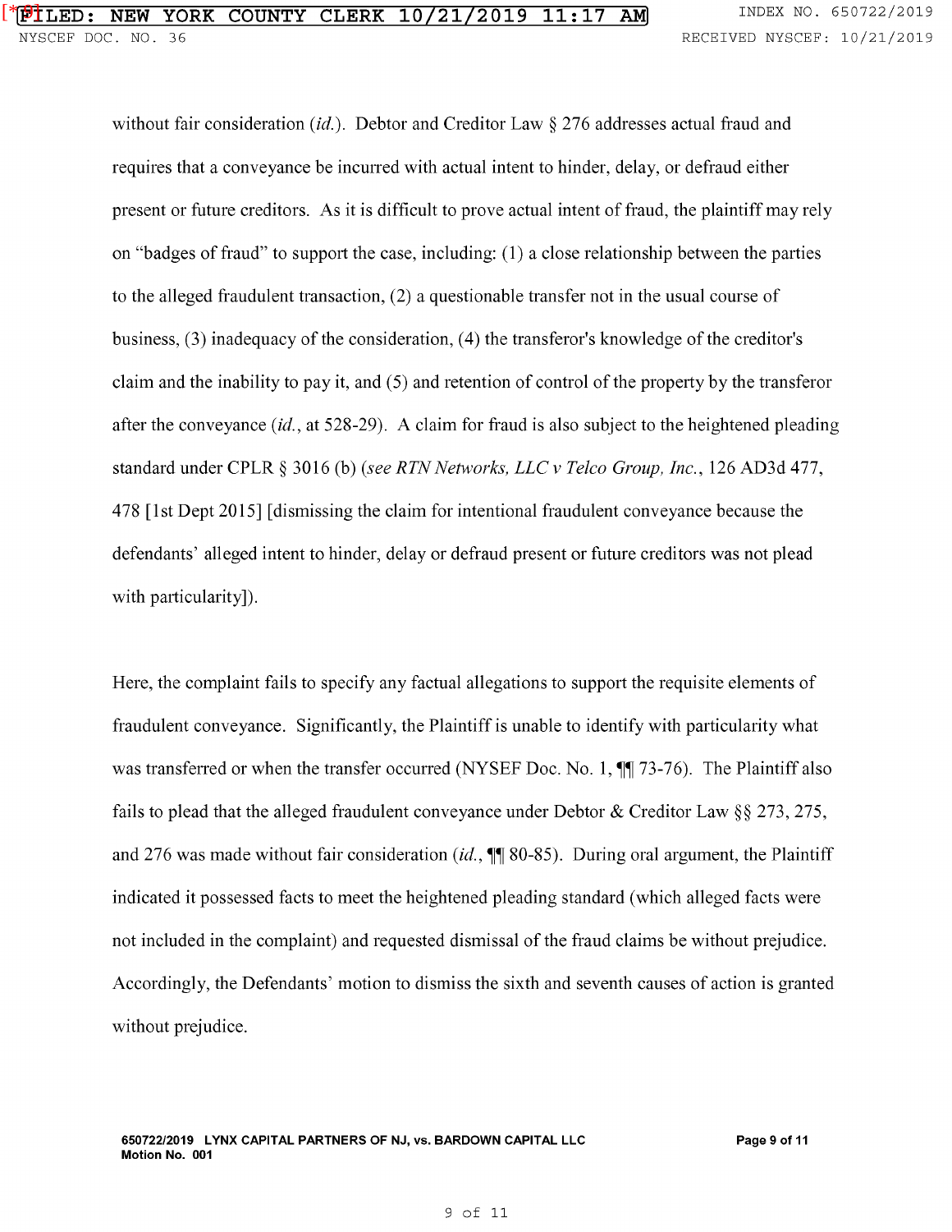without fair consideration (*id.*). Debtor and Creditor Law § 276 addresses actual fraud and requires that a conveyance be incurred with actual intent to hinder, delay, or defraud either present or future creditors. As it is difficult to prove actual intent of fraud, the plaintiff may rely on "badges of fraud" to support the case, including: (1) a close relationship between the parties to the alleged fraudulent transaction, (2) a questionable transfer not in the usual course of business, (3) inadequacy of the consideration, (4) the transferor's knowledge of the creditor's claim and the inability to pay it, and (5) and retention of control of the property by the transferor after the conveyance (*id.*, at 528-29). A claim for fraud is also subject to the heightened pleading standard under CPLR § 3016 (b) (*see RTN Networks, LLC v Telco Group, Inc.*, 126 AD3d 477, 478 [1st Dept 2015] [dismissing the claim for intentional fraudulent conveyance because the defendants' alleged intent to hinder, delay or defraud present or future creditors was not plead with particularity]).

Here, the complaint fails to specify any factual allegations to support the requisite elements of fraudulent conveyance. Significantly, the Plaintiff is unable to identify with particularity what was transferred or when the transfer occurred (NYSEF Doc. No. 1, ¶¶ 73-76). The Plaintiff also fails to plead that the alleged fraudulent conveyance under Debtor & Creditor Law §§ 273, 275, and 276 was made without fair consideration (*id.*, ¶¶ 80-85). During oral argument, the Plaintiff indicated it possessed facts to meet the heightened pleading standard (which alleged facts were not included in the complaint) and requested dismissal of the fraud claims be without prejudice. Accordingly, the Defendants' motion to dismiss the sixth and seventh causes of action is granted without prejudice.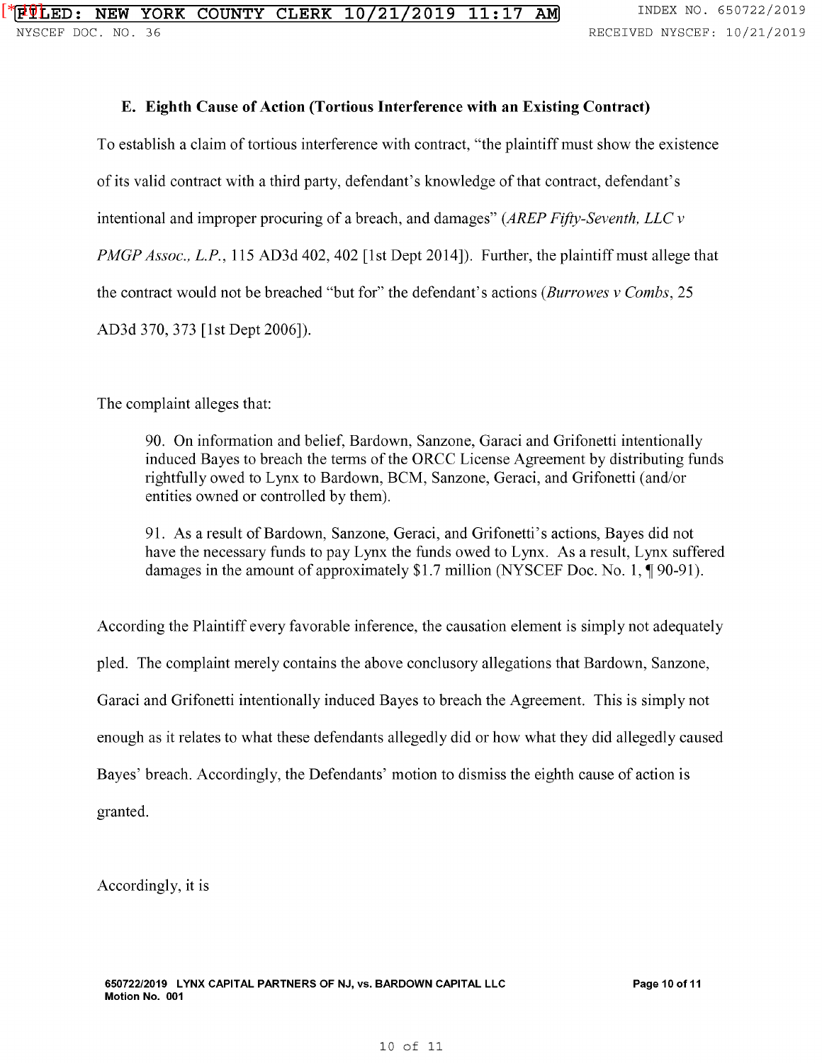### E. Eighth Cause of Action (Tortious Interference with an Existing Contract)

To establish a claim of tortious interference with contract, "the plaintiff must show the existence of its valid contract with a third party, defendant's knowledge of that contract, defendant's intentional and improper procuring of a breach, and damages" (*AREP Fifty-Seventh, LLC v PMGP Assoc., L.P.*, 115 AD3d 402, 402 [1st Dept 2014]). Further, the plaintiff must allege that the contract would not be breached "but for" the defendant's actions (*Burrowes v Combs*, 25 AD3d 370, 373 [1st Dept 2006]).

The complaint alleges that:

> 90. On information and belief, Bardown, Sanzone, Garaci and Grifonetti intentionally induced Bayes to breach the terms of the ORCC License Agreement by distributing funds rightfully owed to Lynx to Bardown, BCM, Sanzone, Geraci, and Grifonetti (and/or entities owned or controlled by them).
>
> 91. As a result of Bardown, Sanzone, Geraci, and Grifonetti's actions, Bayes did not have the necessary funds to pay Lynx the funds owed to Lynx. As a result, Lynx suffered damages in the amount of approximately $1.7 million (NYSCEF Doc. No. 1, ¶ 90-91).

According the Plaintiff every favorable inference, the causation element is simply not adequately pled. The complaint merely contains the above conclusory allegations that Bardown, Sanzone, Garaci and Grifonetti intentionally induced Bayes to breach the Agreement. This is simply not enough as it relates to what these defendants allegedly did or how what they did allegedly caused Bayes' breach. Accordingly, the Defendants' motion to dismiss the eighth cause of action is granted.

Accordingly, it is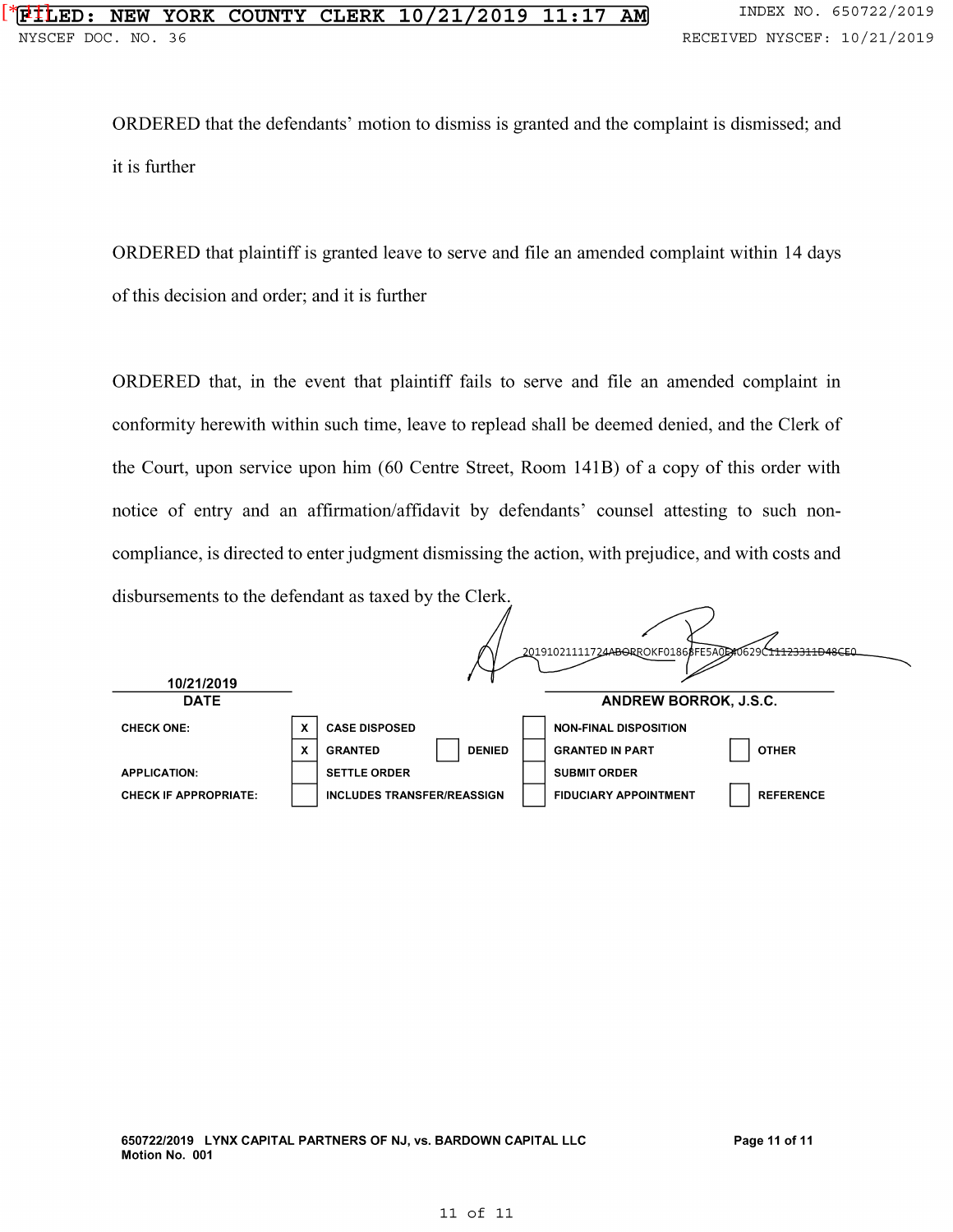ORDERED that the defendants' motion to dismiss is granted and the complaint is dismissed; and it is further

ORDERED that plaintiff is granted leave to serve and file an amended complaint within 14 days of this decision and order; and it is further

ORDERED that, in the event that plaintiff fails to serve and file an amended complaint in conformity herewith within such time, leave to replead shall be deemed denied, and the Clerk of the Court, upon service upon him (60 Centre Street, Room 141B) of a copy of this order with notice of entry and an affirmation/affidavit by defendants' counsel attesting to such non-compliance, is directed to enter judgment dismissing the action, with prejudice, and with costs and disbursements to the defendant as taxed by the Clerk.

20191021111724ABORROKF0186BFE5A0E40629C11123311D48CE0

| | |
|---|---|
| 10/21/2019 | |
| DATE | ANDREW BORROK, J.S.C. |

| | | | | | | | |
|---|---|---|---|---|---|---|---|
| CHECK ONE: | X | CASE DISPOSED | | | NON-FINAL DISPOSITION | | |
| | X | GRANTED | DENIED | | GRANTED IN PART | | OTHER |
| APPLICATION: | | SETTLE ORDER | | | SUBMIT ORDER | | |
| CHECK IF APPROPRIATE: | | INCLUDES TRANSFER/REASSIGN | | | FIDUCIARY APPOINTMENT | | REFERENCE |

650722/2019 LYNX CAPITAL PARTNERS OF NJ, vs. BARDOWN CAPITAL LLC
Motion No. 001